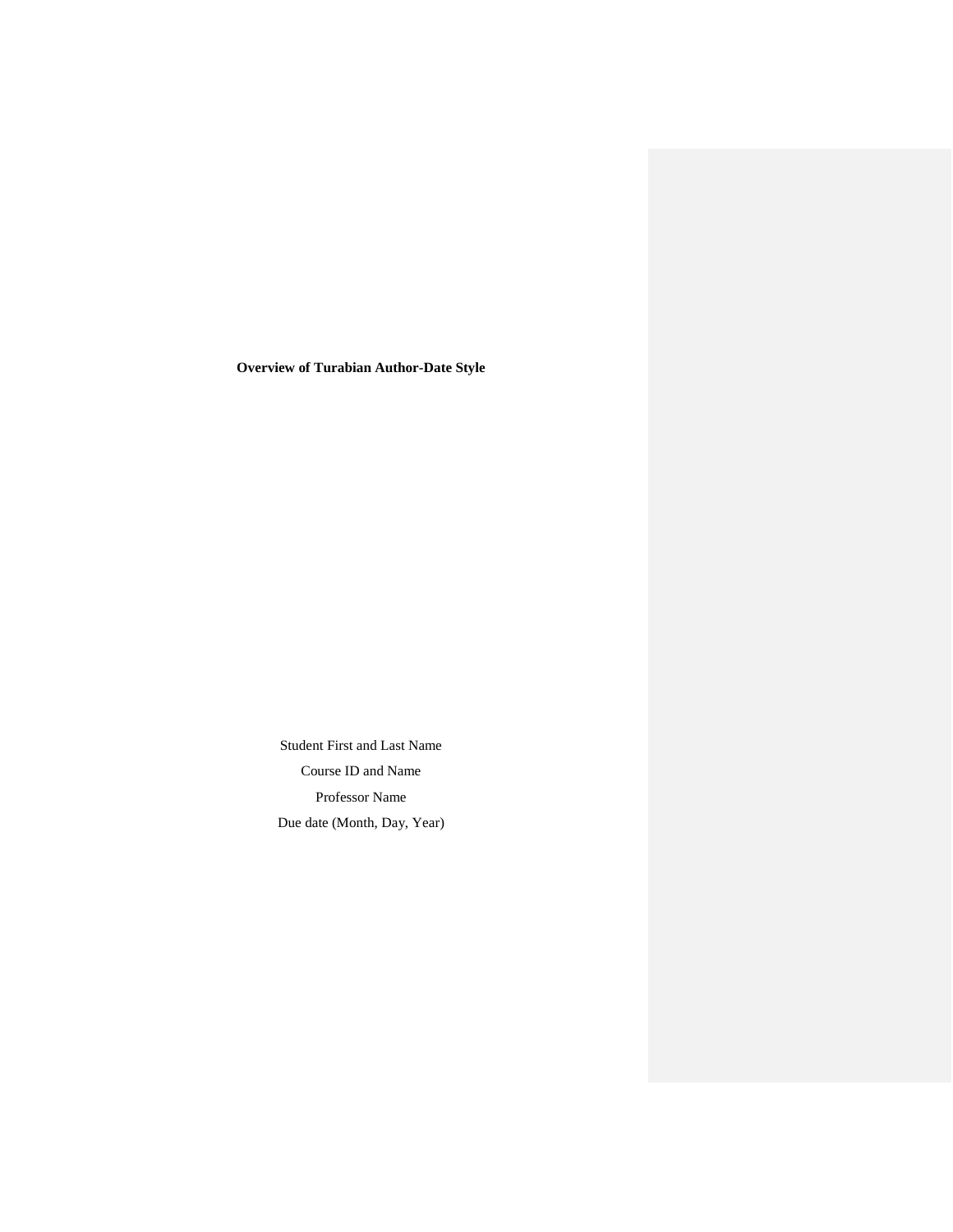**Overview of Turabian Author-Date Style**

Student First and Last Name

Course ID and Name

Professor Name

Due date (Month, Day, Year)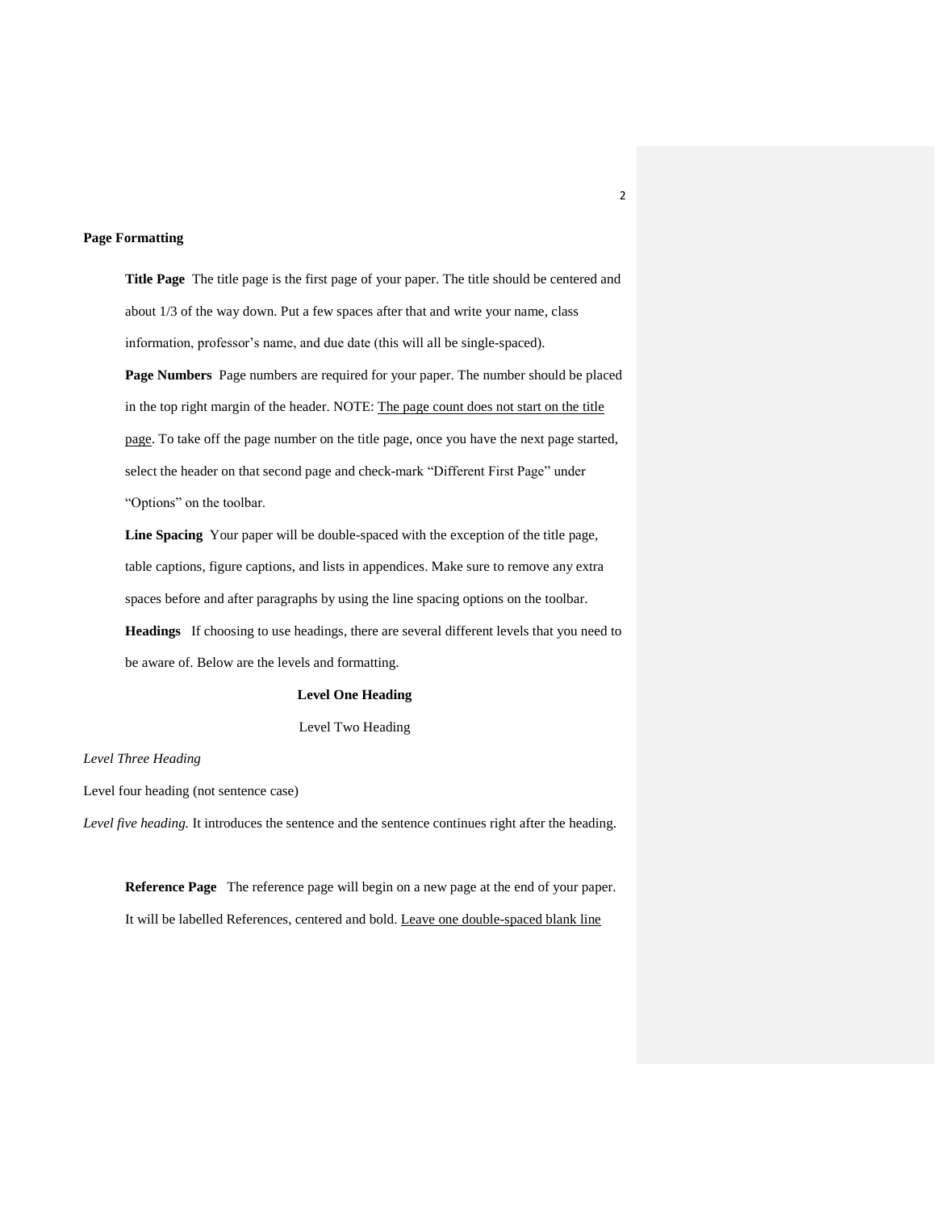**Page Formatting**

**Title Page** The title page is the first page of your paper. The title should be centered and about 1/3 of the way down. Put a few spaces after that and write your name, class information, professor's name, and due date (this will all be single-spaced).

**Page Numbers** Page numbers are required for your paper. The number should be placed in the top right margin of the header. NOTE: <u>The page count does not start on the title page</u>. To take off the page number on the title page, once you have the next page started, select the header on that second page and check-mark "Different First Page" under "Options" on the toolbar.

**Line Spacing** Your paper will be double-spaced with the exception of the title page, table captions, figure captions, and lists in appendices. Make sure to remove any extra spaces before and after paragraphs by using the line spacing options on the toolbar.

**Headings** If choosing to use headings, there are several different levels that you need to be aware of. Below are the levels and formatting.

**Level One Heading**

Level Two Heading

*Level Three Heading*

Level four heading (not sentence case)

*Level five heading.* It introduces the sentence and the sentence continues right after the heading.

**Reference Page** The reference page will begin on a new page at the end of your paper. It will be labelled References, centered and bold. <u>Leave one double-spaced blank line</u>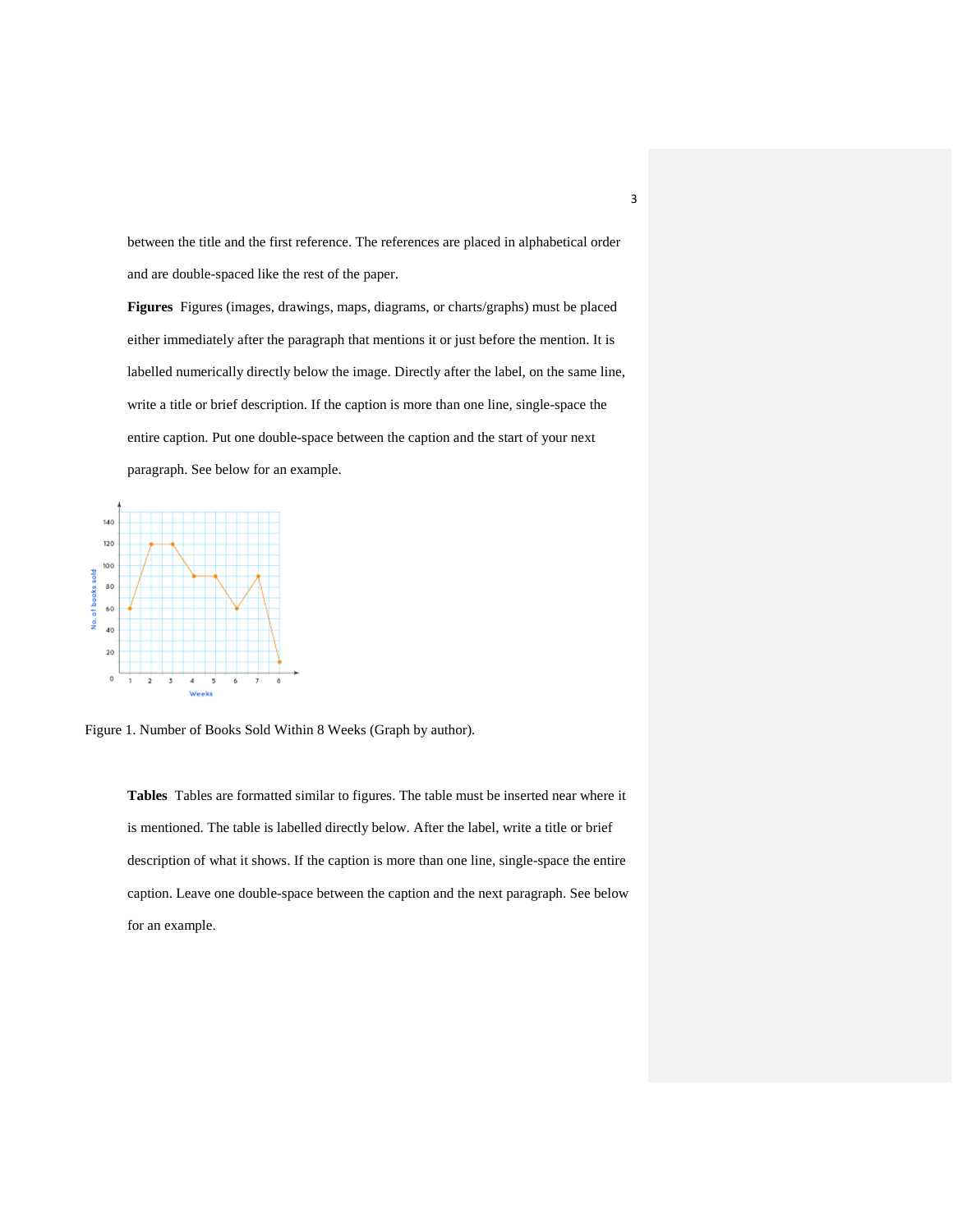between the title and the first reference. The references are placed in alphabetical order and are double-spaced like the rest of the paper.

**Figures** Figures (images, drawings, maps, diagrams, or charts/graphs) must be placed either immediately after the paragraph that mentions it or just before the mention. It is labelled numerically directly below the image. Directly after the label, on the same line, write a title or brief description. If the caption is more than one line, single-space the entire caption. Put one double-space between the caption and the start of your next paragraph. See below for an example.

Figure 1. Number of Books Sold Within 8 Weeks (Graph by author).

**Tables** Tables are formatted similar to figures. The table must be inserted near where it is mentioned. The table is labelled directly below. After the label, write a title or brief description of what it shows. If the caption is more than one line, single-space the entire caption. Leave one double-space between the caption and the next paragraph. See below for an example.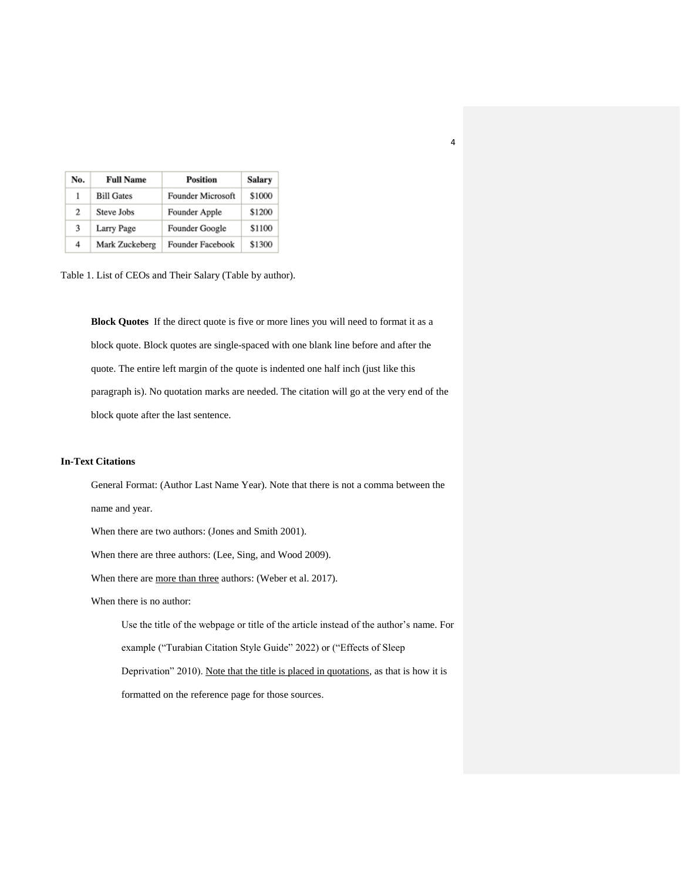| No. | Full Name | Position | Salary |
| --- | --- | --- | --- |
| 1 | Bill Gates | Founder Microsoft | $1000 |
| 2 | Steve Jobs | Founder Apple | $1200 |
| 3 | Larry Page | Founder Google | $1100 |
| 4 | Mark Zuckeberg | Founder Facebook | $1300 |

Table 1. List of CEOs and Their Salary (Table by author).

**Block Quotes** If the direct quote is five or more lines you will need to format it as a block quote. Block quotes are single-spaced with one blank line before and after the quote. The entire left margin of the quote is indented one half inch (just like this paragraph is). No quotation marks are needed. The citation will go at the very end of the block quote after the last sentence.

### In-Text Citations

General Format: (Author Last Name Year). Note that there is not a comma between the name and year.

When there are two authors: (Jones and Smith 2001).

When there are three authors: (Lee, Sing, and Wood 2009).

When there are <u>more than three</u> authors: (Weber et al. 2017).

When there is no author:

> Use the title of the webpage or title of the article instead of the author's name. For example ("Turabian Citation Style Guide" 2022) or ("Effects of Sleep Deprivation" 2010). <u>Note that the title is placed in quotations</u>, as that is how it is formatted on the reference page for those sources.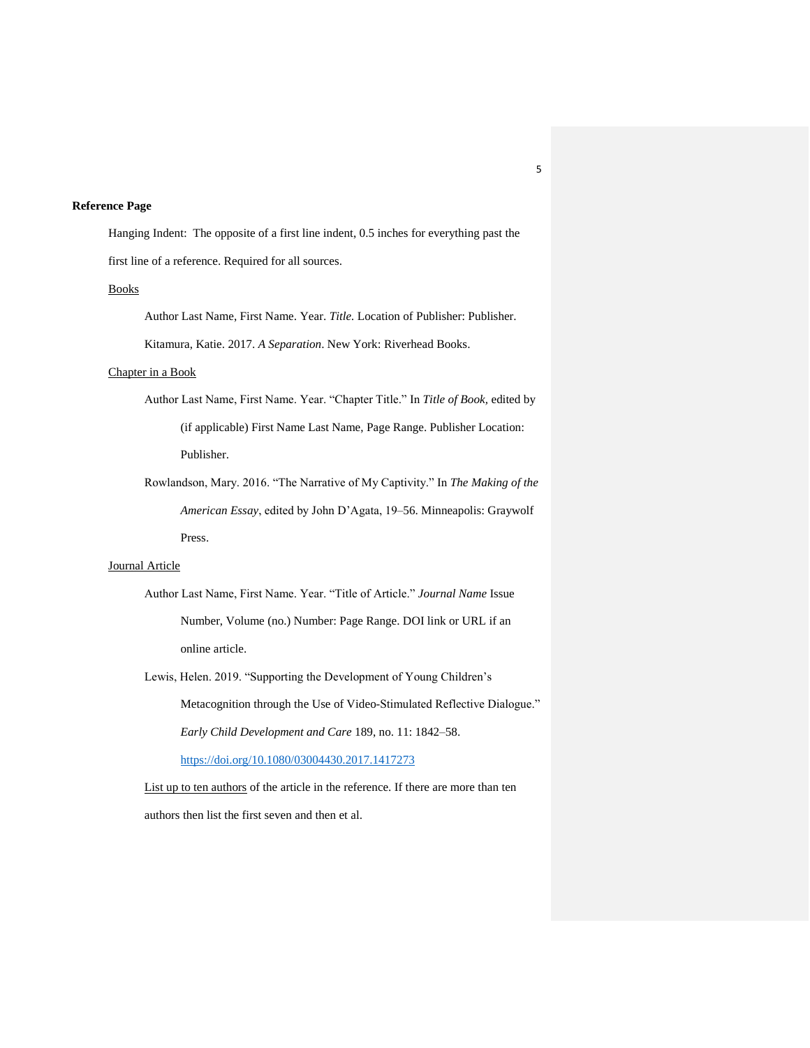**Reference Page**

Hanging Indent: The opposite of a first line indent, 0.5 inches for everything past the first line of a reference. Required for all sources.

<u>Books</u>

Author Last Name, First Name. Year. *Title*. Location of Publisher: Publisher.

Kitamura, Katie. 2017. *A Separation*. New York: Riverhead Books.

<u>Chapter in a Book</u>

Author Last Name, First Name. Year. "Chapter Title." In *Title of Book*, edited by (if applicable) First Name Last Name, Page Range. Publisher Location: Publisher.

Rowlandson, Mary. 2016. "The Narrative of My Captivity." In *The Making of the American Essay*, edited by John D'Agata, 19–56. Minneapolis: Graywolf Press.

<u>Journal Article</u>

Author Last Name, First Name. Year. "Title of Article." *Journal Name* Issue Number, Volume (no.) Number: Page Range. DOI link or URL if an online article.

Lewis, Helen. 2019. "Supporting the Development of Young Children's Metacognition through the Use of Video-Stimulated Reflective Dialogue." *Early Child Development and Care* 189, no. 11: 1842–58. https://doi.org/10.1080/03004430.2017.1417273

<u>List up to ten authors</u> of the article in the reference. If there are more than ten authors then list the first seven and then et al.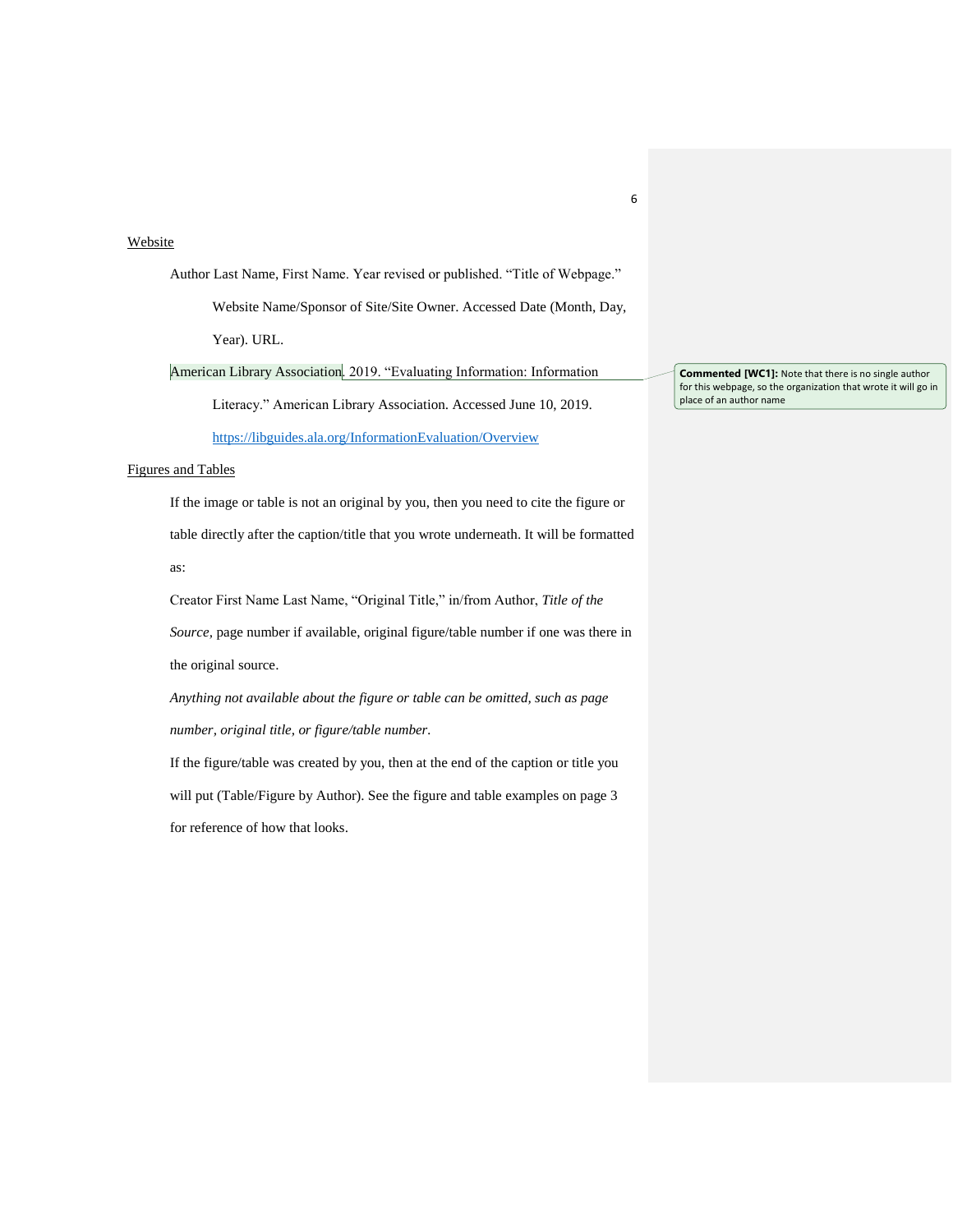Website

Author Last Name, First Name. Year revised or published. “Title of Webpage.” Website Name/Sponsor of Site/Site Owner. Accessed Date (Month, Day, Year). URL.

American Library Association. 2019. “Evaluating Information: Information Literacy.” American Library Association. Accessed June 10, 2019. https://libguides.ala.org/InformationEvaluation/Overview

**Commented [WC1]:** Note that there is no single author for this webpage, so the organization that wrote it will go in place of an author name

Figures and Tables

If the image or table is not an original by you, then you need to cite the figure or table directly after the caption/title that you wrote underneath. It will be formatted as:

Creator First Name Last Name, “Original Title,” in/from Author, *Title of the Source*, page number if available, original figure/table number if one was there in the original source.

*Anything not available about the figure or table can be omitted, such as page number, original title, or figure/table number.*

If the figure/table was created by you, then at the end of the caption or title you will put (Table/Figure by Author). See the figure and table examples on page 3 for reference of how that looks.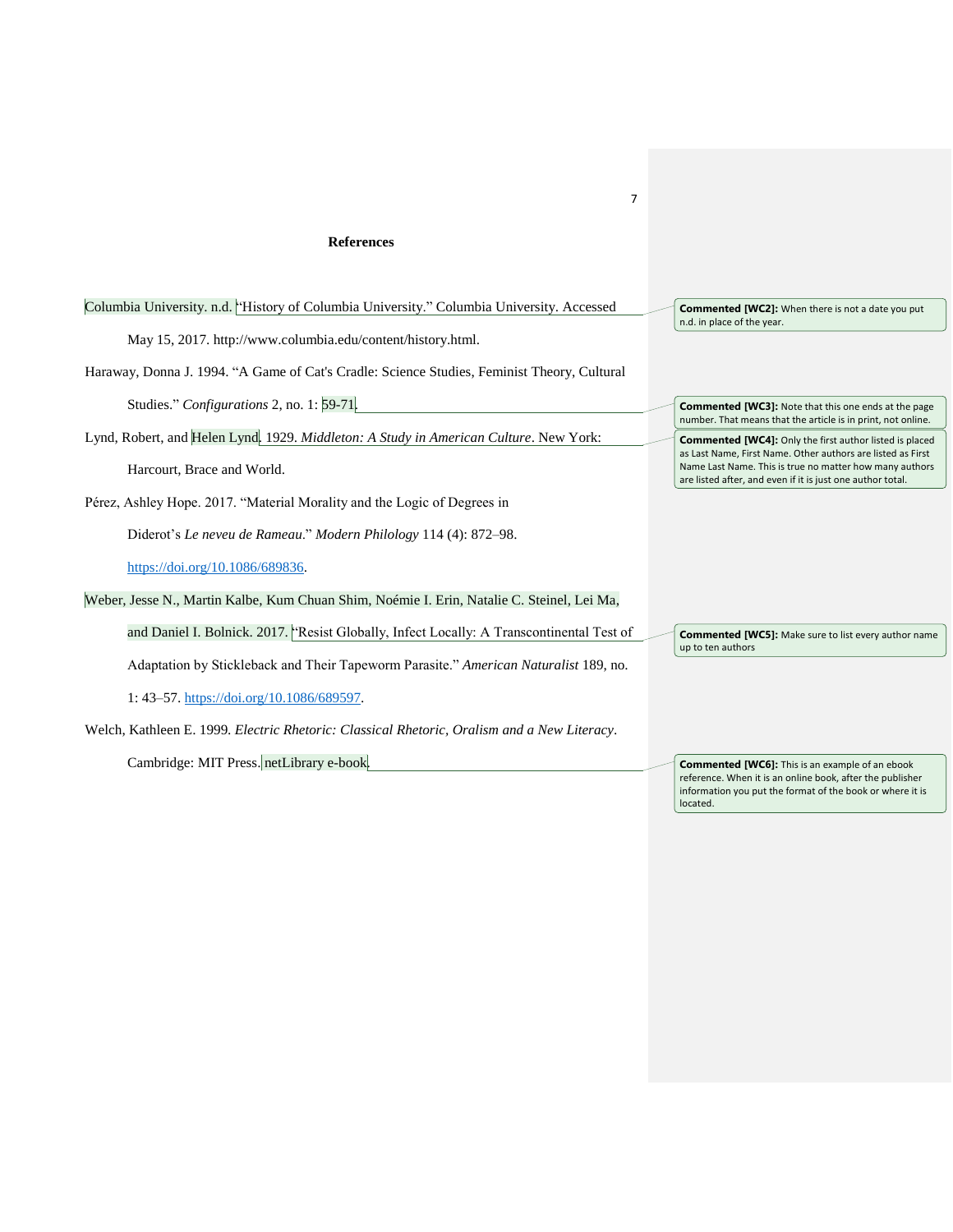# References

Columbia University. n.d. "History of Columbia University." Columbia University. Accessed May 15, 2017. http://www.columbia.edu/content/history.html.

Haraway, Donna J. 1994. "A Game of Cat's Cradle: Science Studies, Feminist Theory, Cultural Studies." *Configurations* 2, no. 1: 59-71.

Lynd, Robert, and Helen Lynd. 1929. *Middleton: A Study in American Culture*. New York: Harcourt, Brace and World.

Pérez, Ashley Hope. 2017. "Material Morality and the Logic of Degrees in Diderot's *Le neveu de Rameau*." *Modern Philology* 114 (4): 872–98. https://doi.org/10.1086/689836.

Weber, Jesse N., Martin Kalbe, Kum Chuan Shim, Noémie I. Erin, Natalie C. Steinel, Lei Ma, and Daniel I. Bolnick. 2017. "Resist Globally, Infect Locally: A Transcontinental Test of Adaptation by Stickleback and Their Tapeworm Parasite." *American Naturalist* 189, no. 1: 43–57. https://doi.org/10.1086/689597.

Welch, Kathleen E. 1999. *Electric Rhetoric: Classical Rhetoric, Oralism and a New Literacy*. Cambridge: MIT Press. netLibrary e-book.

**Commented [WC2]:** When there is not a date you put n.d. in place of the year.

**Commented [WC3]:** Note that this one ends at the page number. That means that the article is in print, not online.

**Commented [WC4]:** Only the first author listed is placed as Last Name, First Name. Other authors are listed as First Name Last Name. This is true no matter how many authors are listed after, and even if it is just one author total.

**Commented [WC5]:** Make sure to list every author name up to ten authors

**Commented [WC6]:** This is an example of an ebook reference. When it is an online book, after the publisher information you put the format of the book or where it is located.